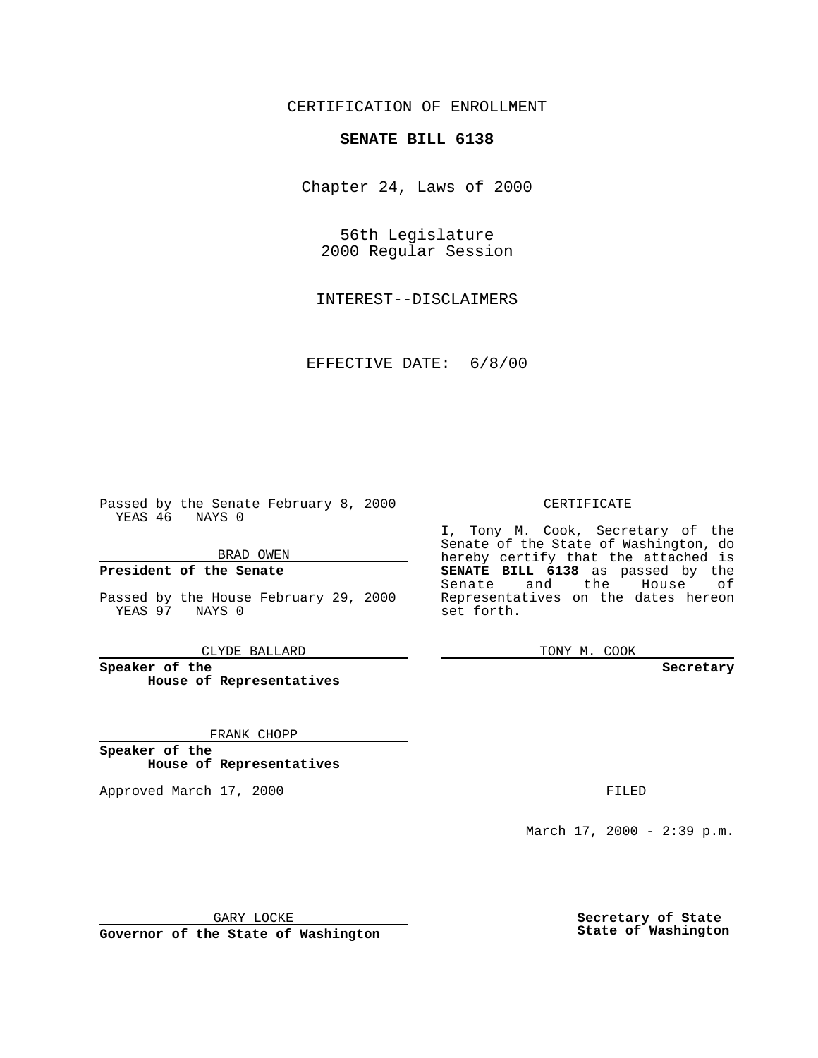CERTIFICATION OF ENROLLMENT

**SENATE BILL 6138**

Chapter 24, Laws of 2000

56th Legislature
2000 Regular Session

INTEREST--DISCLAIMERS

EFFECTIVE DATE: 6/8/00

Passed by the Senate February 8, 2000
YEAS 46 NAYS 0

BRAD OWEN

**President of the Senate**

Passed by the House February 29, 2000
YEAS 97 NAYS 0

CLYDE BALLARD

**Speaker of the House of Representatives**

FRANK CHOPP

**Speaker of the House of Representatives**

Approved March 17, 2000

GARY LOCKE

**Governor of the State of Washington**

CERTIFICATE

I, Tony M. Cook, Secretary of the Senate of the State of Washington, do hereby certify that the attached is **SENATE BILL 6138** as passed by the Senate and the House of Representatives on the dates hereon set forth.

TONY M. COOK

**Secretary**

FILED

March 17, 2000 - 2:39 p.m.

**Secretary of State**
**State of Washington**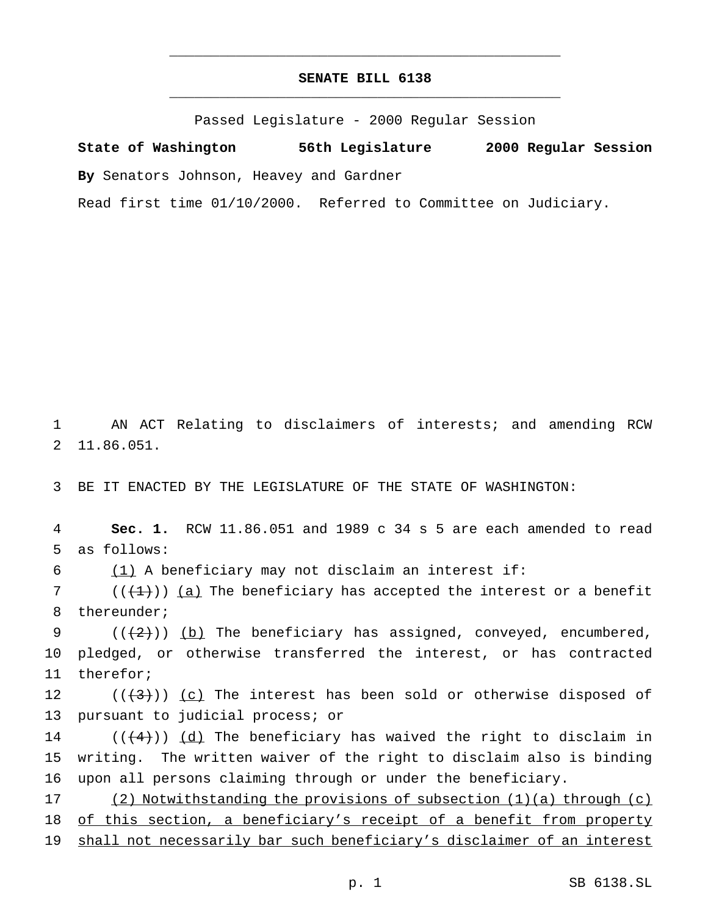# SENATE BILL 6138

Passed Legislature - 2000 Regular Session

**State of Washington** **56th Legislature** **2000 Regular Session**

**By** Senators Johnson, Heavey and Gardner

Read first time 01/10/2000. Referred to Committee on Judiciary.

AN ACT Relating to disclaimers of interests; and amending RCW 11.86.051.

BE IT ENACTED BY THE LEGISLATURE OF THE STATE OF WASHINGTON:

**Sec. 1.** RCW 11.86.051 and 1989 c 34 s 5 are each amended to read as follows:

(1) A beneficiary may not disclaim an interest if:

(((1))) (a) The beneficiary has accepted the interest or a benefit thereunder;

(((2))) (b) The beneficiary has assigned, conveyed, encumbered, pledged, or otherwise transferred the interest, or has contracted therefor;

(((3))) (c) The interest has been sold or otherwise disposed of pursuant to judicial process; or

(((4))) (d) The beneficiary has waived the right to disclaim in writing. The written waiver of the right to disclaim also is binding upon all persons claiming through or under the beneficiary.

(2) Notwithstanding the provisions of subsection (1)(a) through (c) of this section, a beneficiary's receipt of a benefit from property shall not necessarily bar such beneficiary's disclaimer of an interest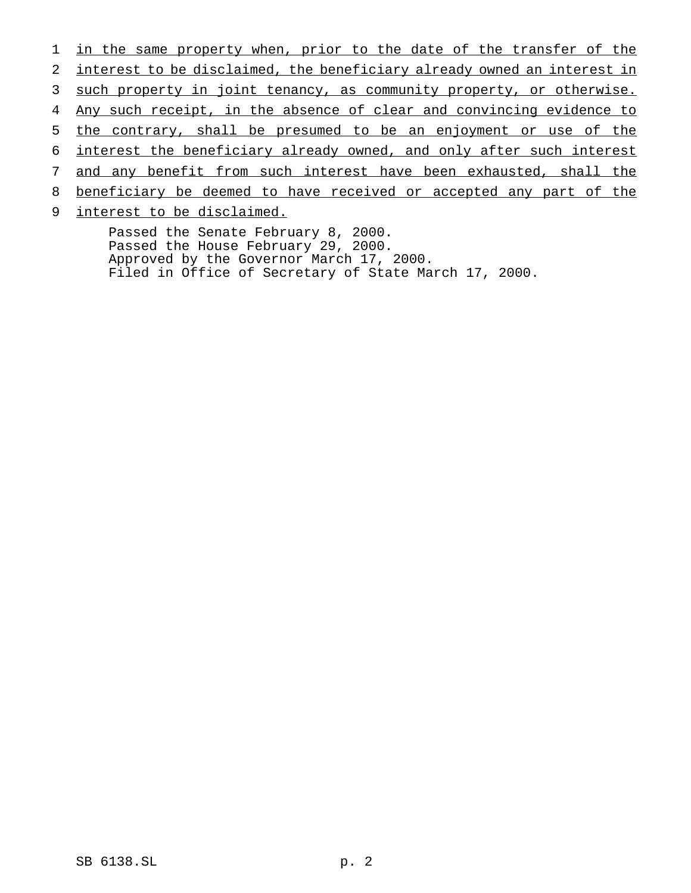in the same property when, prior to the date of the transfer of the interest to be disclaimed, the beneficiary already owned an interest in such property in joint tenancy, as community property, or otherwise. Any such receipt, in the absence of clear and convincing evidence to the contrary, shall be presumed to be an enjoyment or use of the interest the beneficiary already owned, and only after such interest and any benefit from such interest have been exhausted, shall the beneficiary be deemed to have received or accepted any part of the interest to be disclaimed.

Passed the Senate February 8, 2000.
Passed the House February 29, 2000.
Approved by the Governor March 17, 2000.
Filed in Office of Secretary of State March 17, 2000.